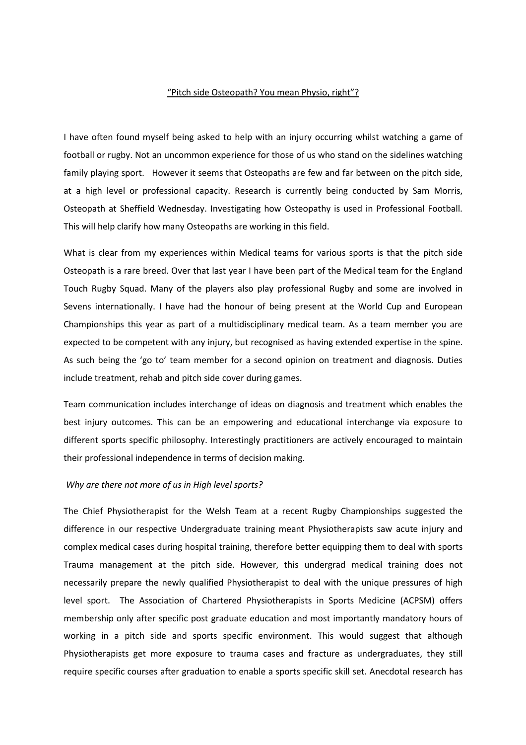# "Pitch side Osteopath? You mean Physio, right"?

I have often found myself being asked to help with an injury occurring whilst watching a game of football or rugby. Not an uncommon experience for those of us who stand on the sidelines watching family playing sport. However it seems that Osteopaths are few and far between on the pitch side, at a high level or professional capacity. Research is currently being conducted by Sam Morris, Osteopath at Sheffield Wednesday. Investigating how Osteopathy is used in Professional Football. This will help clarify how many Osteopaths are working in this field.

What is clear from my experiences within Medical teams for various sports is that the pitch side Osteopath is a rare breed. Over that last year I have been part of the Medical team for the England Touch Rugby Squad. Many of the players also play professional Rugby and some are involved in Sevens internationally. I have had the honour of being present at the World Cup and European Championships this year as part of a multidisciplinary medical team. As a team member you are expected to be competent with any injury, but recognised as having extended expertise in the spine. As such being the 'go to' team member for a second opinion on treatment and diagnosis. Duties include treatment, rehab and pitch side cover during games.

Team communication includes interchange of ideas on diagnosis and treatment which enables the best injury outcomes. This can be an empowering and educational interchange via exposure to different sports specific philosophy. Interestingly practitioners are actively encouraged to maintain their professional independence in terms of decision making.

*Why are there not more of us in High level sports?*

The Chief Physiotherapist for the Welsh Team at a recent Rugby Championships suggested the difference in our respective Undergraduate training meant Physiotherapists saw acute injury and complex medical cases during hospital training, therefore better equipping them to deal with sports Trauma management at the pitch side. However, this undergrad medical training does not necessarily prepare the newly qualified Physiotherapist to deal with the unique pressures of high level sport. The Association of Chartered Physiotherapists in Sports Medicine (ACPSM) offers membership only after specific post graduate education and most importantly mandatory hours of working in a pitch side and sports specific environment. This would suggest that although Physiotherapists get more exposure to trauma cases and fracture as undergraduates, they still require specific courses after graduation to enable a sports specific skill set. Anecdotal research has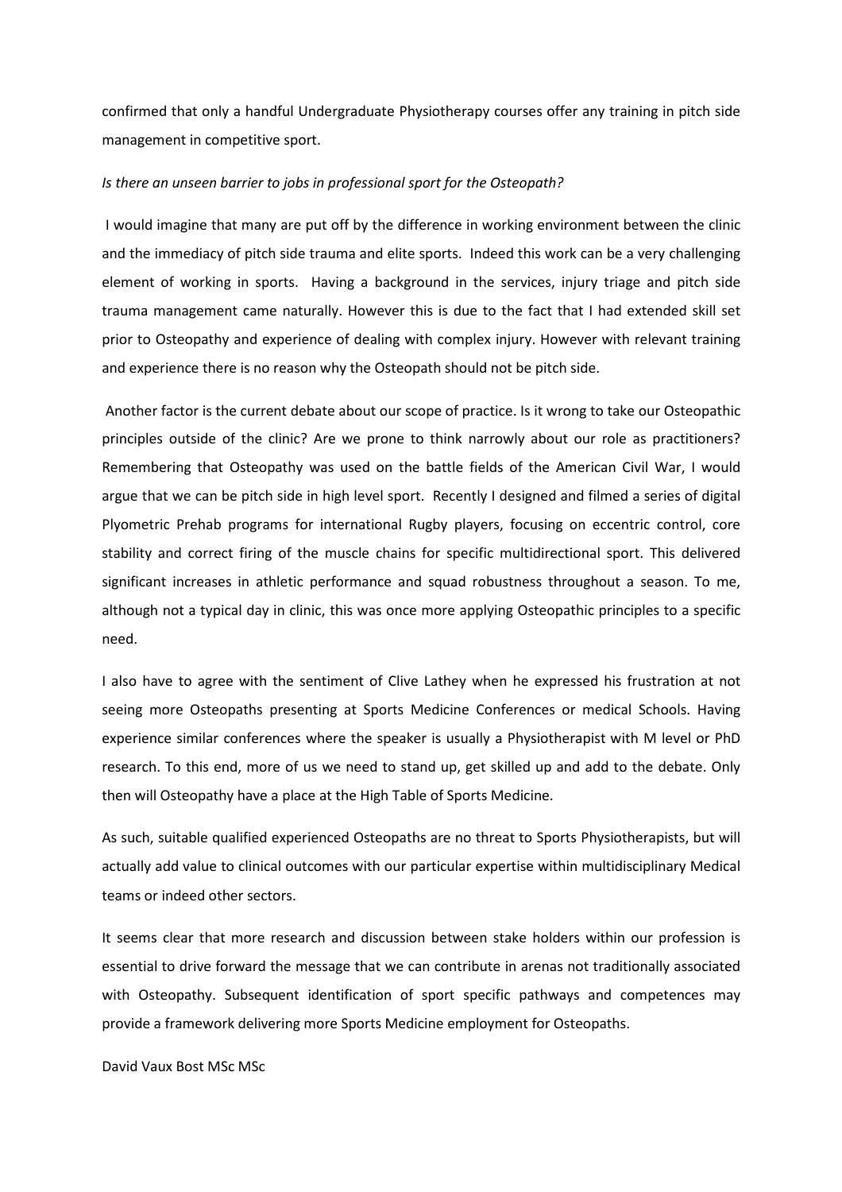confirmed that only a handful Undergraduate Physiotherapy courses offer any training in pitch side management in competitive sport.

*Is there an unseen barrier to jobs in professional sport for the Osteopath?*

I would imagine that many are put off by the difference in working environment between the clinic and the immediacy of pitch side trauma and elite sports. Indeed this work can be a very challenging element of working in sports. Having a background in the services, injury triage and pitch side trauma management came naturally. However this is due to the fact that I had extended skill set prior to Osteopathy and experience of dealing with complex injury. However with relevant training and experience there is no reason why the Osteopath should not be pitch side.

Another factor is the current debate about our scope of practice. Is it wrong to take our Osteopathic principles outside of the clinic? Are we prone to think narrowly about our role as practitioners? Remembering that Osteopathy was used on the battle fields of the American Civil War, I would argue that we can be pitch side in high level sport. Recently I designed and filmed a series of digital Plyometric Prehab programs for international Rugby players, focusing on eccentric control, core stability and correct firing of the muscle chains for specific multidirectional sport. This delivered significant increases in athletic performance and squad robustness throughout a season. To me, although not a typical day in clinic, this was once more applying Osteopathic principles to a specific need.

I also have to agree with the sentiment of Clive Lathey when he expressed his frustration at not seeing more Osteopaths presenting at Sports Medicine Conferences or medical Schools. Having experience similar conferences where the speaker is usually a Physiotherapist with M level or PhD research. To this end, more of us we need to stand up, get skilled up and add to the debate. Only then will Osteopathy have a place at the High Table of Sports Medicine.

As such, suitable qualified experienced Osteopaths are no threat to Sports Physiotherapists, but will actually add value to clinical outcomes with our particular expertise within multidisciplinary Medical teams or indeed other sectors.

It seems clear that more research and discussion between stake holders within our profession is essential to drive forward the message that we can contribute in arenas not traditionally associated with Osteopathy. Subsequent identification of sport specific pathways and competences may provide a framework delivering more Sports Medicine employment for Osteopaths.

David Vaux Bost MSc MSc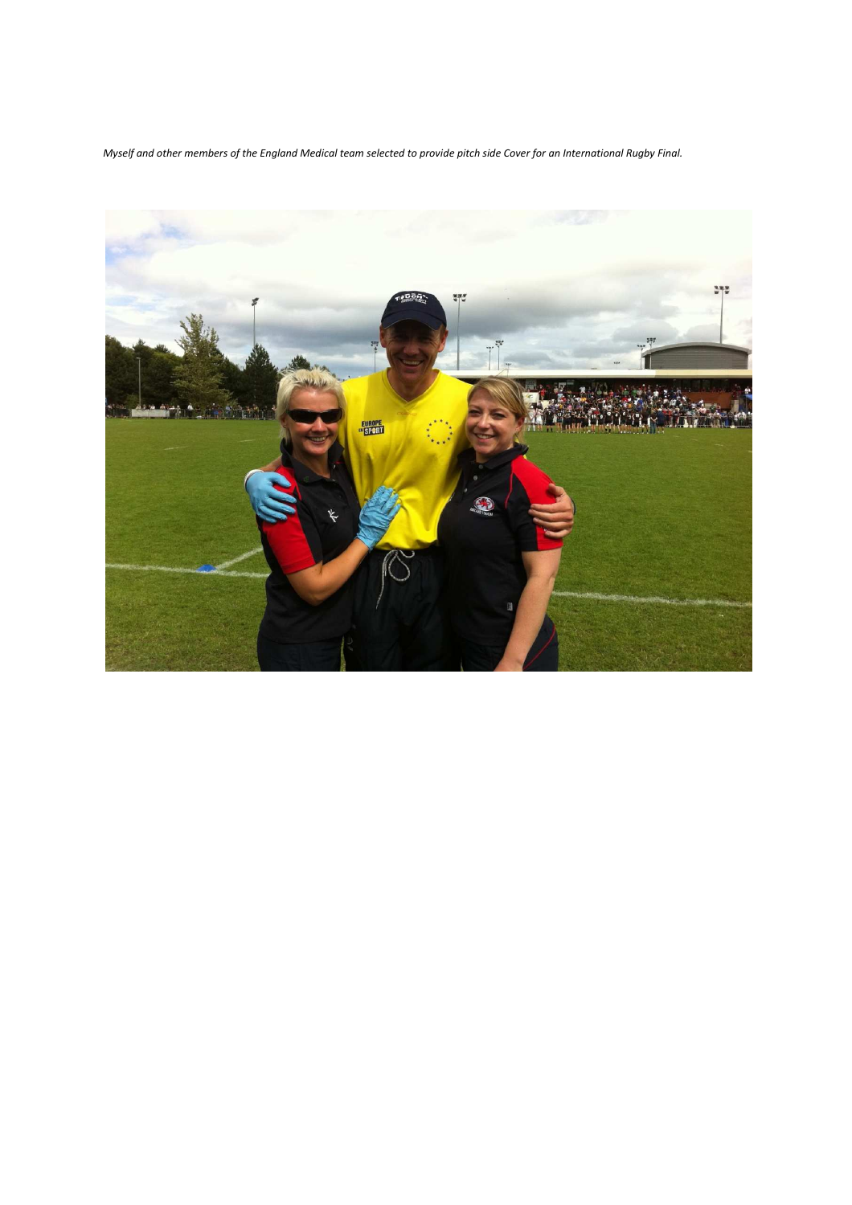*Myself and other members of the England Medical team selected to provide pitch side Cover for an International Rugby Final.*